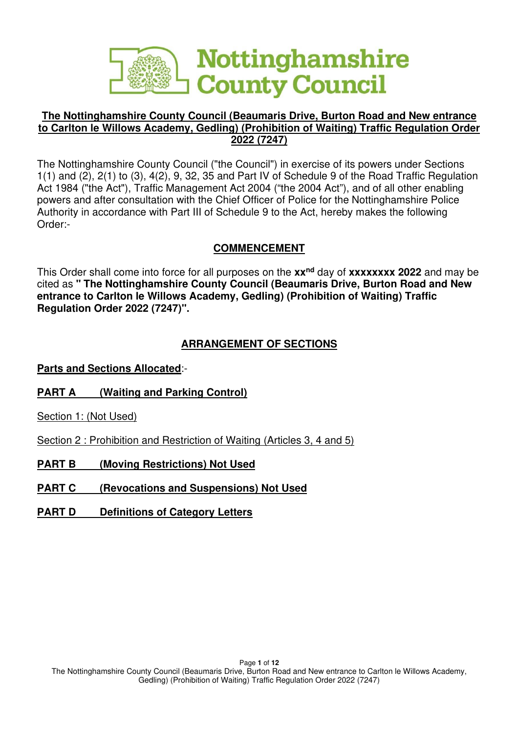Nottinghamshire County Council

# The Nottinghamshire County Council (Beaumaris Drive, Burton Road and New entrance to Carlton le Willows Academy, Gedling) (Prohibition of Waiting) Traffic Regulation Order 2022 (7247)

The Nottinghamshire County Council ("the Council") in exercise of its powers under Sections 1(1) and (2), 2(1) to (3), 4(2), 9, 32, 35 and Part IV of Schedule 9 of the Road Traffic Regulation Act 1984 ("the Act"), Traffic Management Act 2004 ("the 2004 Act"), and of all other enabling powers and after consultation with the Chief Officer of Police for the Nottinghamshire Police Authority in accordance with Part III of Schedule 9 to the Act, hereby makes the following Order:-

## COMMENCEMENT

This Order shall come into force for all purposes on the **xx**[nd] day of **xxxxxxxx 2022** and may be cited as **" The Nottinghamshire County Council (Beaumaris Drive, Burton Road and New entrance to Carlton le Willows Academy, Gedling) (Prohibition of Waiting) Traffic Regulation Order 2022 (7247)".**

## ARRANGEMENT OF SECTIONS

**Parts and Sections Allocated**:-

**PART A (Waiting and Parking Control)**

Section 1: (Not Used)

Section 2 : Prohibition and Restriction of Waiting (Articles 3, 4 and 5)

**PART B (Moving Restrictions) Not Used**

**PART C (Revocations and Suspensions) Not Used**

**PART D Definitions of Category Letters**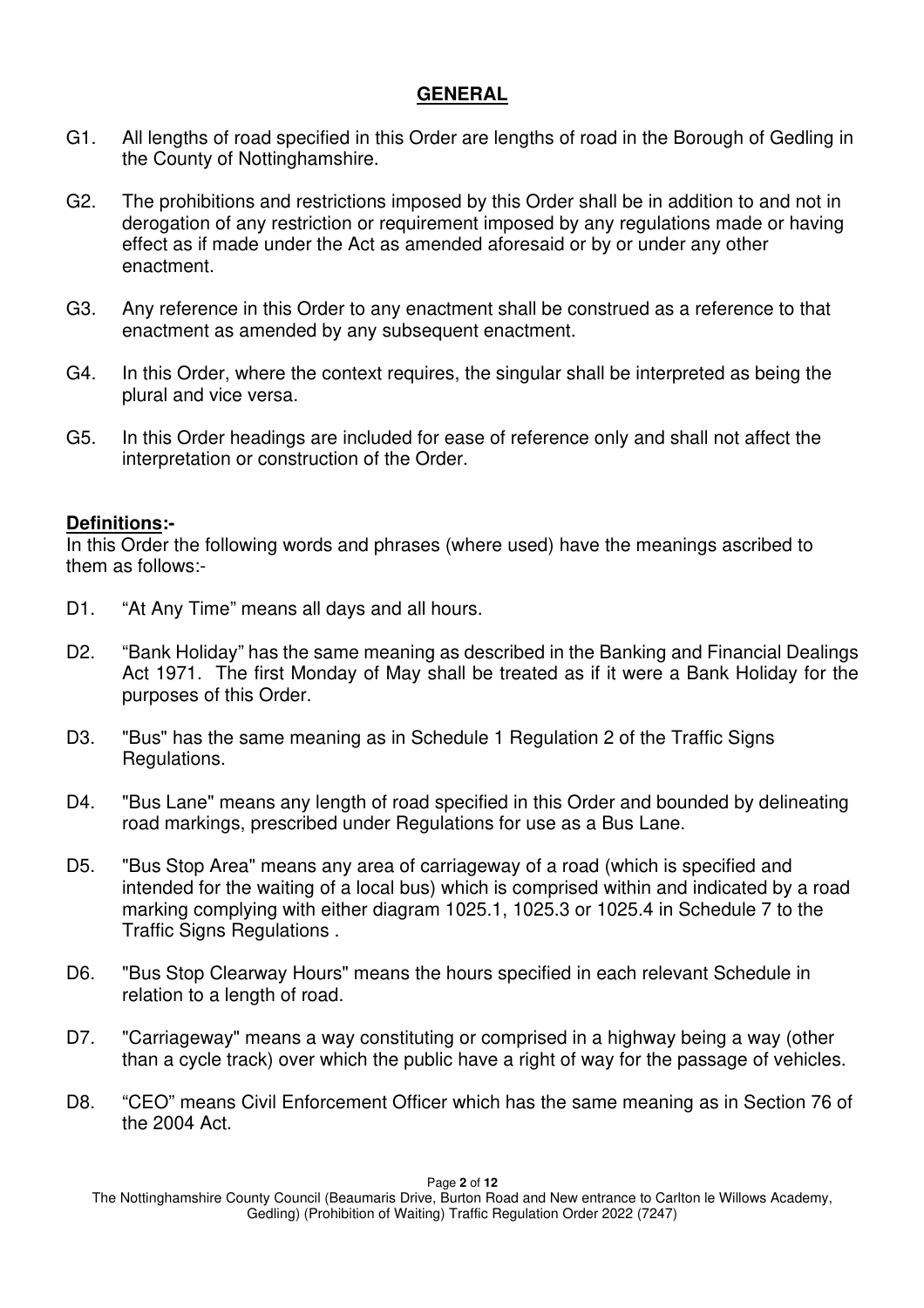## GENERAL

G1. All lengths of road specified in this Order are lengths of road in the Borough of Gedling in the County of Nottinghamshire.

G2. The prohibitions and restrictions imposed by this Order shall be in addition to and not in derogation of any restriction or requirement imposed by any regulations made or having effect as if made under the Act as amended aforesaid or by or under any other enactment.

G3. Any reference in this Order to any enactment shall be construed as a reference to that enactment as amended by any subsequent enactment.

G4. In this Order, where the context requires, the singular shall be interpreted as being the plural and vice versa.

G5. In this Order headings are included for ease of reference only and shall not affect the interpretation or construction of the Order.

**Definitions:-**

In this Order the following words and phrases (where used) have the meanings ascribed to them as follows:-

D1. “At Any Time” means all days and all hours.

D2. “Bank Holiday” has the same meaning as described in the Banking and Financial Dealings Act 1971. The first Monday of May shall be treated as if it were a Bank Holiday for the purposes of this Order.

D3. "Bus" has the same meaning as in Schedule 1 Regulation 2 of the Traffic Signs Regulations.

D4. "Bus Lane" means any length of road specified in this Order and bounded by delineating road markings, prescribed under Regulations for use as a Bus Lane.

D5. "Bus Stop Area" means any area of carriageway of a road (which is specified and intended for the waiting of a local bus) which is comprised within and indicated by a road marking complying with either diagram 1025.1, 1025.3 or 1025.4 in Schedule 7 to the Traffic Signs Regulations .

D6. "Bus Stop Clearway Hours" means the hours specified in each relevant Schedule in relation to a length of road.

D7. "Carriageway" means a way constituting or comprised in a highway being a way (other than a cycle track) over which the public have a right of way for the passage of vehicles.

D8. “CEO” means Civil Enforcement Officer which has the same meaning as in Section 76 of the 2004 Act.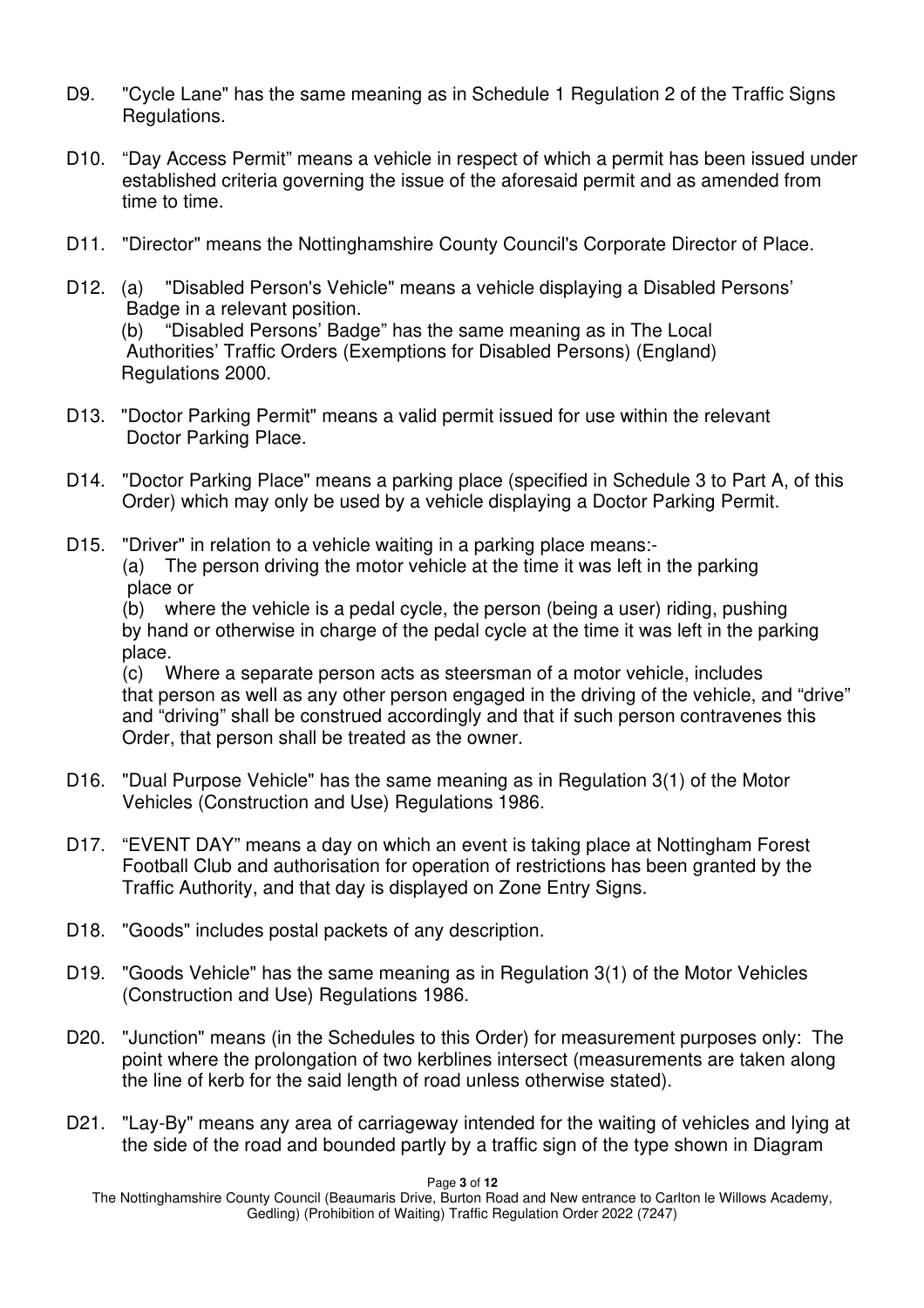D9. "Cycle Lane" has the same meaning as in Schedule 1 Regulation 2 of the Traffic Signs Regulations.

D10. "Day Access Permit" means a vehicle in respect of which a permit has been issued under established criteria governing the issue of the aforesaid permit and as amended from time to time.

D11. "Director" means the Nottinghamshire County Council's Corporate Director of Place.

D12. (a) "Disabled Person's Vehicle" means a vehicle displaying a Disabled Persons' Badge in a relevant position.
(b) "Disabled Persons' Badge" has the same meaning as in The Local Authorities' Traffic Orders (Exemptions for Disabled Persons) (England) Regulations 2000.

D13. "Doctor Parking Permit" means a valid permit issued for use within the relevant Doctor Parking Place.

D14. "Doctor Parking Place" means a parking place (specified in Schedule 3 to Part A, of this Order) which may only be used by a vehicle displaying a Doctor Parking Permit.

D15. "Driver" in relation to a vehicle waiting in a parking place means:-
(a) The person driving the motor vehicle at the time it was left in the parking place or
(b) where the vehicle is a pedal cycle, the person (being a user) riding, pushing by hand or otherwise in charge of the pedal cycle at the time it was left in the parking place.
(c) Where a separate person acts as steersman of a motor vehicle, includes that person as well as any other person engaged in the driving of the vehicle, and "drive" and "driving" shall be construed accordingly and that if such person contravenes this Order, that person shall be treated as the owner.

D16. "Dual Purpose Vehicle" has the same meaning as in Regulation 3(1) of the Motor Vehicles (Construction and Use) Regulations 1986.

D17. "EVENT DAY" means a day on which an event is taking place at Nottingham Forest Football Club and authorisation for operation of restrictions has been granted by the Traffic Authority, and that day is displayed on Zone Entry Signs.

D18. "Goods" includes postal packets of any description.

D19. "Goods Vehicle" has the same meaning as in Regulation 3(1) of the Motor Vehicles (Construction and Use) Regulations 1986.

D20. "Junction" means (in the Schedules to this Order) for measurement purposes only: The point where the prolongation of two kerblines intersect (measurements are taken along the line of kerb for the said length of road unless otherwise stated).

D21. "Lay-By" means any area of carriageway intended for the waiting of vehicles and lying at the side of the road and bounded partly by a traffic sign of the type shown in Diagram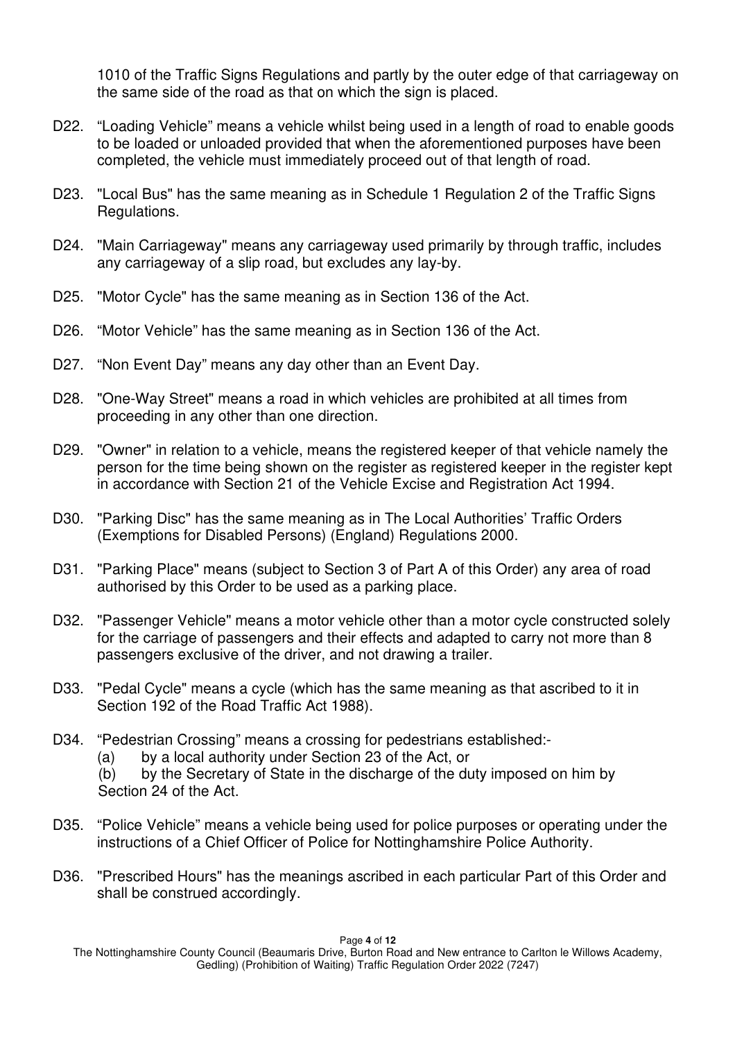1010 of the Traffic Signs Regulations and partly by the outer edge of that carriageway on the same side of the road as that on which the sign is placed.

D22. "Loading Vehicle" means a vehicle whilst being used in a length of road to enable goods to be loaded or unloaded provided that when the aforementioned purposes have been completed, the vehicle must immediately proceed out of that length of road.

D23. "Local Bus" has the same meaning as in Schedule 1 Regulation 2 of the Traffic Signs Regulations.

D24. "Main Carriageway" means any carriageway used primarily by through traffic, includes any carriageway of a slip road, but excludes any lay-by.

D25. "Motor Cycle" has the same meaning as in Section 136 of the Act.

D26. "Motor Vehicle" has the same meaning as in Section 136 of the Act.

D27. "Non Event Day" means any day other than an Event Day.

D28. "One-Way Street" means a road in which vehicles are prohibited at all times from proceeding in any other than one direction.

D29. "Owner" in relation to a vehicle, means the registered keeper of that vehicle namely the person for the time being shown on the register as registered keeper in the register kept in accordance with Section 21 of the Vehicle Excise and Registration Act 1994.

D30. "Parking Disc" has the same meaning as in The Local Authorities' Traffic Orders (Exemptions for Disabled Persons) (England) Regulations 2000.

D31. "Parking Place" means (subject to Section 3 of Part A of this Order) any area of road authorised by this Order to be used as a parking place.

D32. "Passenger Vehicle" means a motor vehicle other than a motor cycle constructed solely for the carriage of passengers and their effects and adapted to carry not more than 8 passengers exclusive of the driver, and not drawing a trailer.

D33. "Pedal Cycle" means a cycle (which has the same meaning as that ascribed to it in Section 192 of the Road Traffic Act 1988).

D34. "Pedestrian Crossing" means a crossing for pedestrians established:-
(a) by a local authority under Section 23 of the Act, or
(b) by the Secretary of State in the discharge of the duty imposed on him by Section 24 of the Act.

D35. "Police Vehicle" means a vehicle being used for police purposes or operating under the instructions of a Chief Officer of Police for Nottinghamshire Police Authority.

D36. "Prescribed Hours" has the meanings ascribed in each particular Part of this Order and shall be construed accordingly.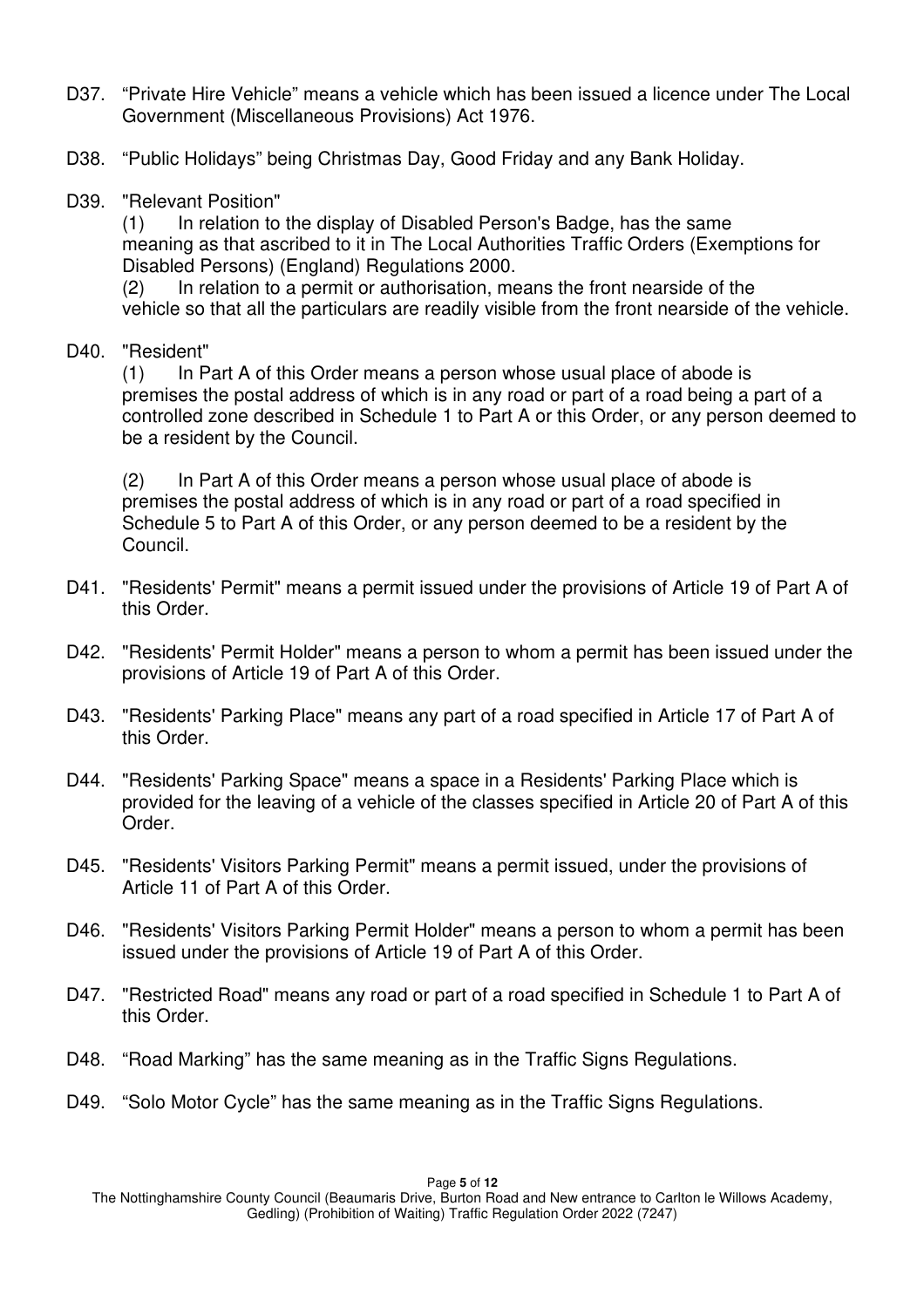D37. “Private Hire Vehicle” means a vehicle which has been issued a licence under The Local Government (Miscellaneous Provisions) Act 1976.

D38. “Public Holidays” being Christmas Day, Good Friday and any Bank Holiday.

D39. "Relevant Position"

(1) In relation to the display of Disabled Person's Badge, has the same meaning as that ascribed to it in The Local Authorities Traffic Orders (Exemptions for Disabled Persons) (England) Regulations 2000.

(2) In relation to a permit or authorisation, means the front nearside of the vehicle so that all the particulars are readily visible from the front nearside of the vehicle.

D40. "Resident"

(1) In Part A of this Order means a person whose usual place of abode is premises the postal address of which is in any road or part of a road being a part of a controlled zone described in Schedule 1 to Part A or this Order, or any person deemed to be a resident by the Council.

(2) In Part A of this Order means a person whose usual place of abode is premises the postal address of which is in any road or part of a road specified in Schedule 5 to Part A of this Order, or any person deemed to be a resident by the Council.

D41. "Residents' Permit" means a permit issued under the provisions of Article 19 of Part A of this Order.

D42. "Residents' Permit Holder" means a person to whom a permit has been issued under the provisions of Article 19 of Part A of this Order.

D43. "Residents' Parking Place" means any part of a road specified in Article 17 of Part A of this Order.

D44. "Residents' Parking Space" means a space in a Residents' Parking Place which is provided for the leaving of a vehicle of the classes specified in Article 20 of Part A of this Order.

D45. "Residents' Visitors Parking Permit" means a permit issued, under the provisions of Article 11 of Part A of this Order.

D46. "Residents' Visitors Parking Permit Holder" means a person to whom a permit has been issued under the provisions of Article 19 of Part A of this Order.

D47. "Restricted Road" means any road or part of a road specified in Schedule 1 to Part A of this Order.

D48. “Road Marking” has the same meaning as in the Traffic Signs Regulations.

D49. “Solo Motor Cycle” has the same meaning as in the Traffic Signs Regulations.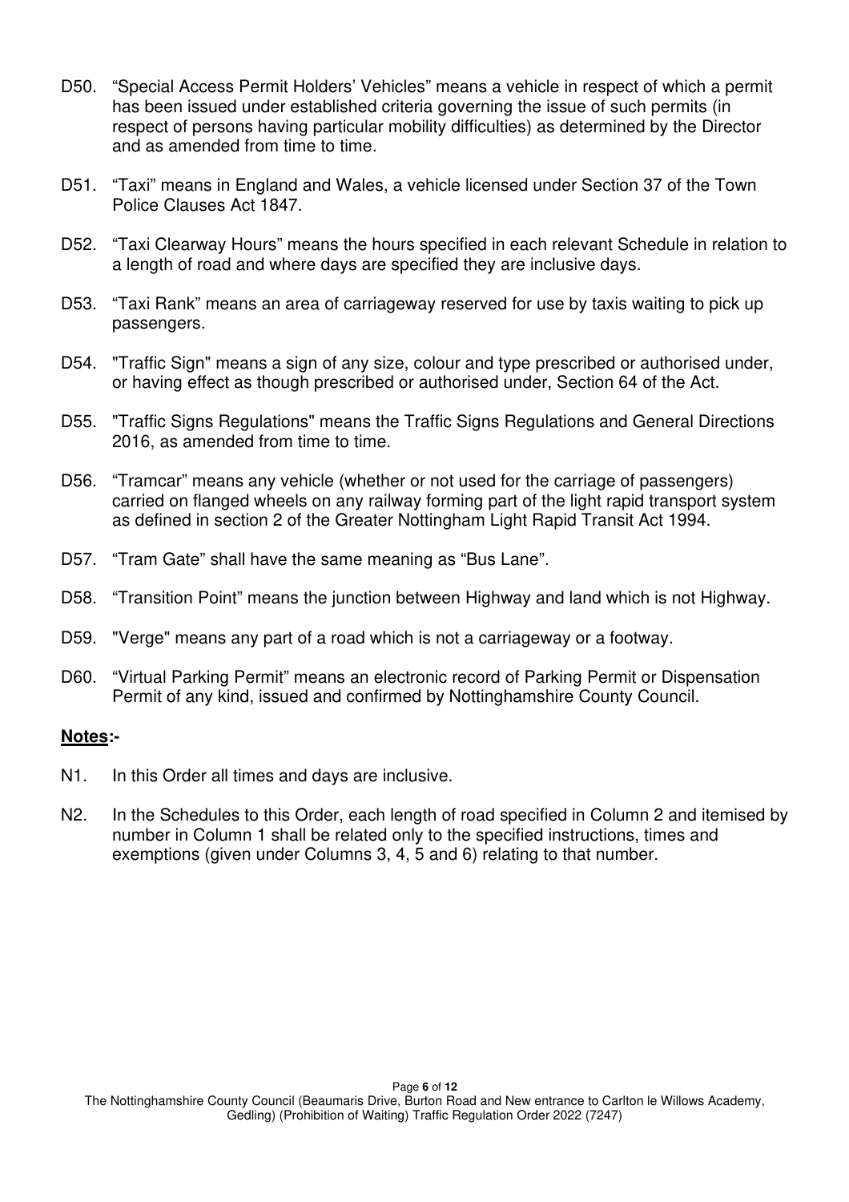D50. “Special Access Permit Holders’ Vehicles” means a vehicle in respect of which a permit has been issued under established criteria governing the issue of such permits (in respect of persons having particular mobility difficulties) as determined by the Director and as amended from time to time.

D51. “Taxi” means in England and Wales, a vehicle licensed under Section 37 of the Town Police Clauses Act 1847.

D52. “Taxi Clearway Hours” means the hours specified in each relevant Schedule in relation to a length of road and where days are specified they are inclusive days.

D53. “Taxi Rank” means an area of carriageway reserved for use by taxis waiting to pick up passengers.

D54. "Traffic Sign" means a sign of any size, colour and type prescribed or authorised under, or having effect as though prescribed or authorised under, Section 64 of the Act.

D55. "Traffic Signs Regulations" means the Traffic Signs Regulations and General Directions 2016, as amended from time to time.

D56. “Tramcar” means any vehicle (whether or not used for the carriage of passengers) carried on flanged wheels on any railway forming part of the light rapid transport system as defined in section 2 of the Greater Nottingham Light Rapid Transit Act 1994.

D57. “Tram Gate” shall have the same meaning as “Bus Lane”.

D58. “Transition Point” means the junction between Highway and land which is not Highway.

D59. "Verge" means any part of a road which is not a carriageway or a footway.

D60. “Virtual Parking Permit” means an electronic record of Parking Permit or Dispensation Permit of any kind, issued and confirmed by Nottinghamshire County Council.

**Notes:-**

N1. In this Order all times and days are inclusive.

N2. In the Schedules to this Order, each length of road specified in Column 2 and itemised by number in Column 1 shall be related only to the specified instructions, times and exemptions (given under Columns 3, 4, 5 and 6) relating to that number.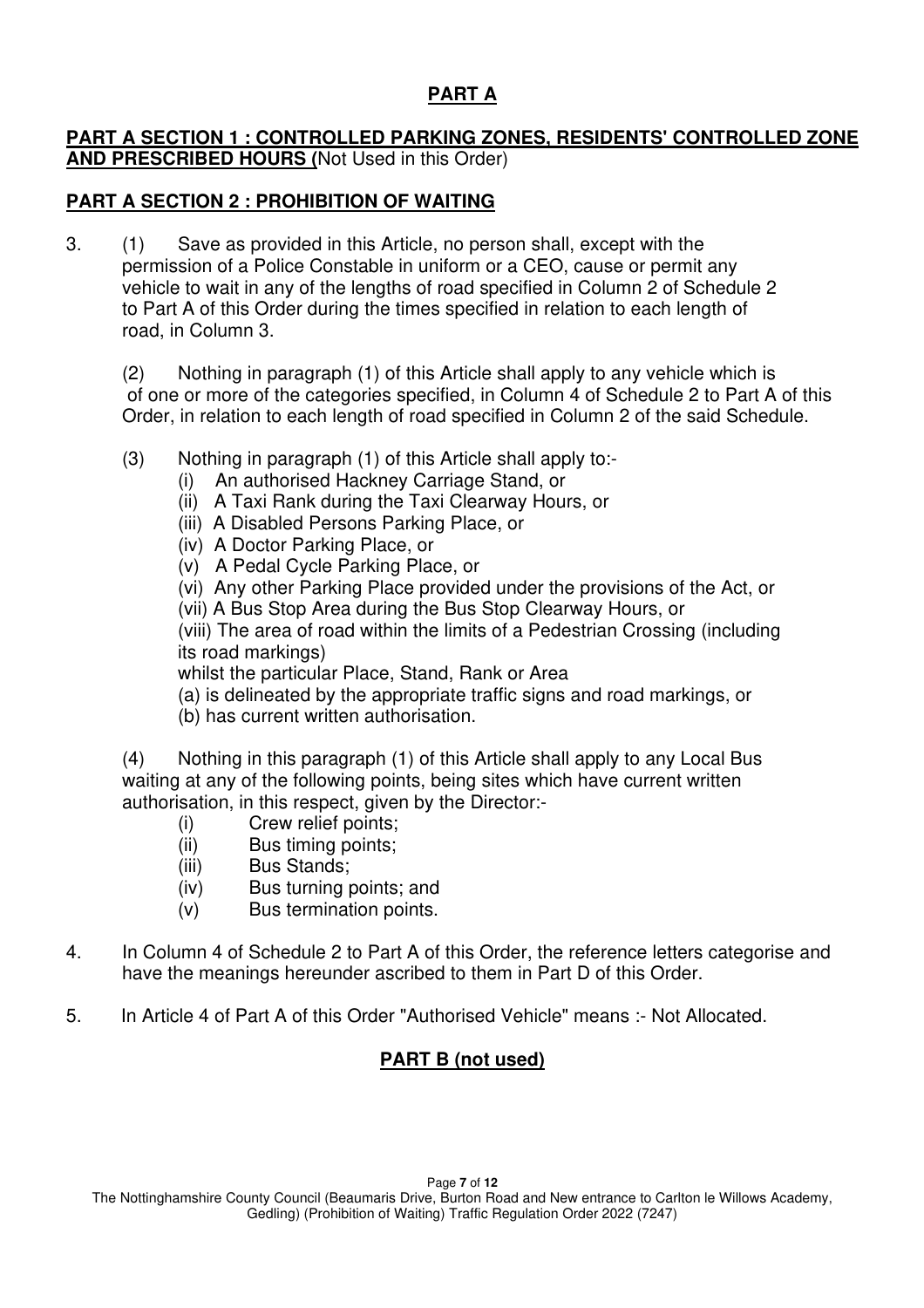## PART A

### PART A SECTION 1 : CONTROLLED PARKING ZONES, RESIDENTS' CONTROLLED ZONE AND PRESCRIBED HOURS (Not Used in this Order)

### PART A SECTION 2 : PROHIBITION OF WAITING

3. (1) Save as provided in this Article, no person shall, except with the permission of a Police Constable in uniform or a CEO, cause or permit any vehicle to wait in any of the lengths of road specified in Column 2 of Schedule 2 to Part A of this Order during the times specified in relation to each length of road, in Column 3.

   (2) Nothing in paragraph (1) of this Article shall apply to any vehicle which is of one or more of the categories specified, in Column 4 of Schedule 2 to Part A of this Order, in relation to each length of road specified in Column 2 of the said Schedule.

   (3) Nothing in paragraph (1) of this Article shall apply to:-
   - (i) An authorised Hackney Carriage Stand, or
   - (ii) A Taxi Rank during the Taxi Clearway Hours, or
   - (iii) A Disabled Persons Parking Place, or
   - (iv) A Doctor Parking Place, or
   - (v) A Pedal Cycle Parking Place, or
   - (vi) Any other Parking Place provided under the provisions of the Act, or
   - (vii) A Bus Stop Area during the Bus Stop Clearway Hours, or
   - (viii) The area of road within the limits of a Pedestrian Crossing (including its road markings)

   whilst the particular Place, Stand, Rank or Area
   - (a) is delineated by the appropriate traffic signs and road markings, or
   - (b) has current written authorisation.

   (4) Nothing in this paragraph (1) of this Article shall apply to any Local Bus waiting at any of the following points, being sites which have current written authorisation, in this respect, given by the Director:-
   - (i) Crew relief points;
   - (ii) Bus timing points;
   - (iii) Bus Stands;
   - (iv) Bus turning points; and
   - (v) Bus termination points.

4. In Column 4 of Schedule 2 to Part A of this Order, the reference letters categorise and have the meanings hereunder ascribed to them in Part D of this Order.

5. In Article 4 of Part A of this Order "Authorised Vehicle" means :- Not Allocated.

## PART B (not used)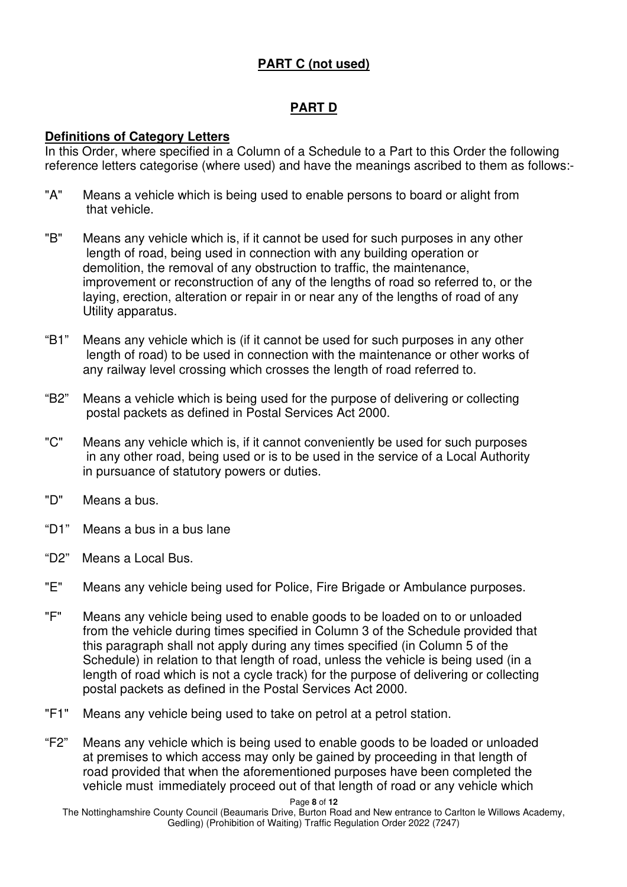## PART C (not used)

## PART D

**Definitions of Category Letters**

In this Order, where specified in a Column of a Schedule to a Part to this Order the following reference letters categorise (where used) and have the meanings ascribed to them as follows:-

"A" Means a vehicle which is being used to enable persons to board or alight from that vehicle.

"B" Means any vehicle which is, if it cannot be used for such purposes in any other length of road, being used in connection with any building operation or demolition, the removal of any obstruction to traffic, the maintenance, improvement or reconstruction of any of the lengths of road so referred to, or the laying, erection, alteration or repair in or near any of the lengths of road of any Utility apparatus.

"B1" Means any vehicle which is (if it cannot be used for such purposes in any other length of road) to be used in connection with the maintenance or other works of any railway level crossing which crosses the length of road referred to.

"B2" Means a vehicle which is being used for the purpose of delivering or collecting postal packets as defined in Postal Services Act 2000.

"C" Means any vehicle which is, if it cannot conveniently be used for such purposes in any other road, being used or is to be used in the service of a Local Authority in pursuance of statutory powers or duties.

"D" Means a bus.

"D1" Means a bus in a bus lane

"D2" Means a Local Bus.

"E" Means any vehicle being used for Police, Fire Brigade or Ambulance purposes.

"F" Means any vehicle being used to enable goods to be loaded on to or unloaded from the vehicle during times specified in Column 3 of the Schedule provided that this paragraph shall not apply during any times specified (in Column 5 of the Schedule) in relation to that length of road, unless the vehicle is being used (in a length of road which is not a cycle track) for the purpose of delivering or collecting postal packets as defined in the Postal Services Act 2000.

"F1" Means any vehicle being used to take on petrol at a petrol station.

"F2" Means any vehicle which is being used to enable goods to be loaded or unloaded at premises to which access may only be gained by proceeding in that length of road provided that when the aforementioned purposes have been completed the vehicle must immediately proceed out of that length of road or any vehicle which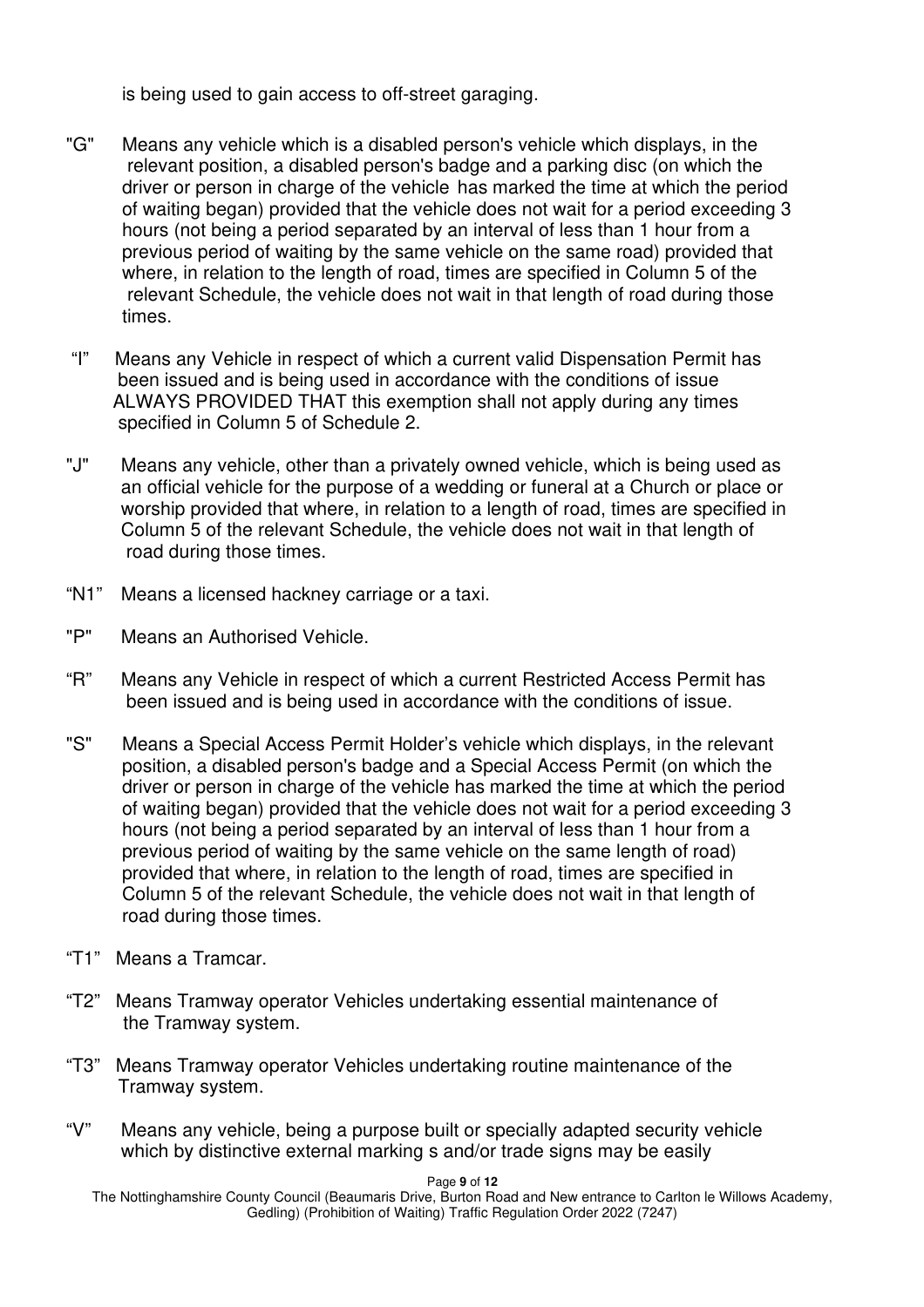is being used to gain access to off-street garaging.

"G" Means any vehicle which is a disabled person's vehicle which displays, in the relevant position, a disabled person's badge and a parking disc (on which the driver or person in charge of the vehicle has marked the time at which the period of waiting began) provided that the vehicle does not wait for a period exceeding 3 hours (not being a period separated by an interval of less than 1 hour from a previous period of waiting by the same vehicle on the same road) provided that where, in relation to the length of road, times are specified in Column 5 of the relevant Schedule, the vehicle does not wait in that length of road during those times.

"I" Means any Vehicle in respect of which a current valid Dispensation Permit has been issued and is being used in accordance with the conditions of issue ALWAYS PROVIDED THAT this exemption shall not apply during any times specified in Column 5 of Schedule 2.

"J" Means any vehicle, other than a privately owned vehicle, which is being used as an official vehicle for the purpose of a wedding or funeral at a Church or place or worship provided that where, in relation to a length of road, times are specified in Column 5 of the relevant Schedule, the vehicle does not wait in that length of road during those times.

"N1" Means a licensed hackney carriage or a taxi.

"P" Means an Authorised Vehicle.

"R" Means any Vehicle in respect of which a current Restricted Access Permit has been issued and is being used in accordance with the conditions of issue.

"S" Means a Special Access Permit Holder's vehicle which displays, in the relevant position, a disabled person's badge and a Special Access Permit (on which the driver or person in charge of the vehicle has marked the time at which the period of waiting began) provided that the vehicle does not wait for a period exceeding 3 hours (not being a period separated by an interval of less than 1 hour from a previous period of waiting by the same vehicle on the same length of road) provided that where, in relation to the length of road, times are specified in Column 5 of the relevant Schedule, the vehicle does not wait in that length of road during those times.

"T1" Means a Tramcar.

"T2" Means Tramway operator Vehicles undertaking essential maintenance of the Tramway system.

"T3" Means Tramway operator Vehicles undertaking routine maintenance of the Tramway system.

"V" Means any vehicle, being a purpose built or specially adapted security vehicle which by distinctive external marking s and/or trade signs may be easily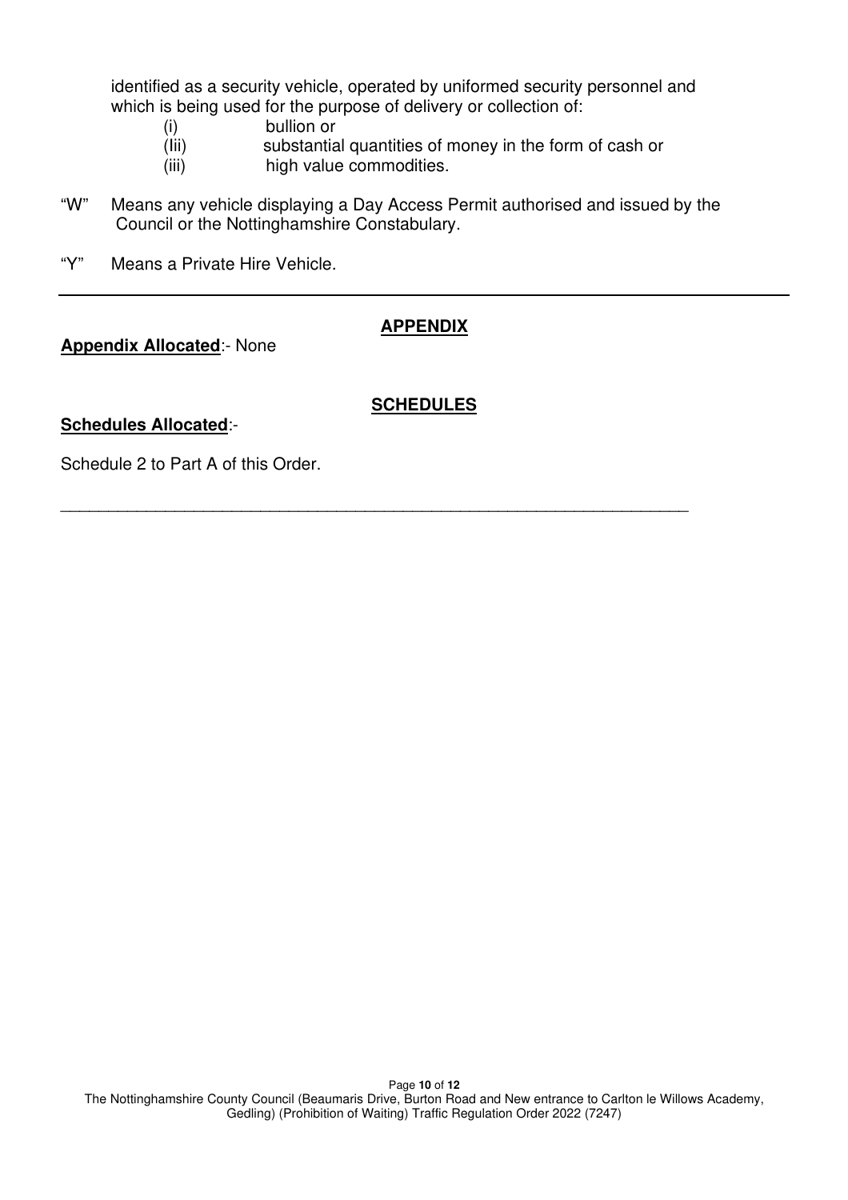identified as a security vehicle, operated by uniformed security personnel and which is being used for the purpose of delivery or collection of:

(i) bullion or
(Iii) substantial quantities of money in the form of cash or
(iii) high value commodities.

"W" Means any vehicle displaying a Day Access Permit authorised and issued by the Council or the Nottinghamshire Constabulary.

"Y" Means a Private Hire Vehicle.

---

## APPENDIX

**Appendix Allocated**:- None

## SCHEDULES

**Schedules Allocated**:-

Schedule 2 to Part A of this Order.

---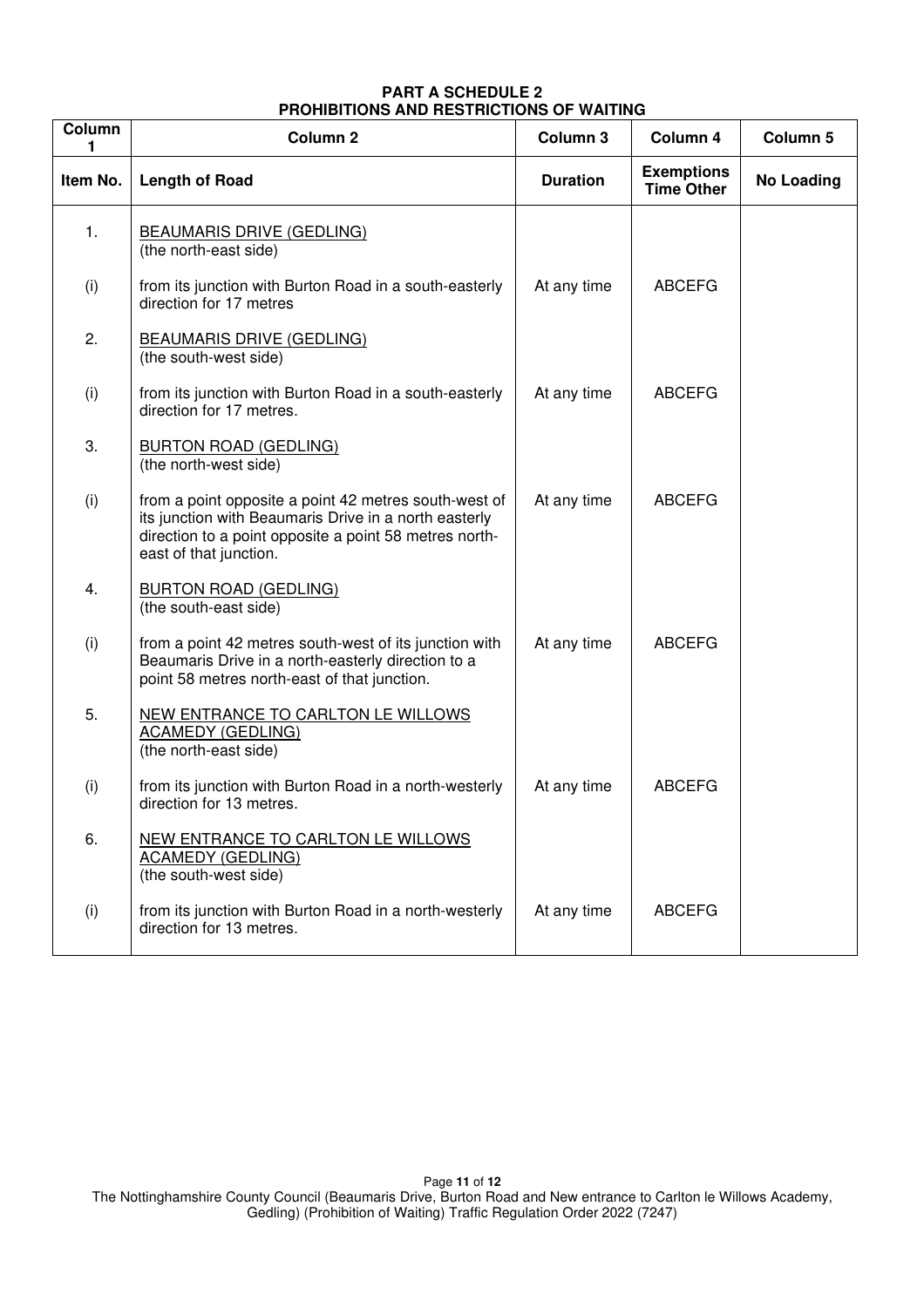**PART A SCHEDULE 2**
**PROHIBITIONS AND RESTRICTIONS OF WAITING**

| Column 1 | Column 2 | Column 3 | Column 4 | Column 5 |
|---|---|---|---|---|
| **Item No.** | **Length of Road** | **Duration** | **Exemptions Time Other** | **No Loading** |
| 1. | BEAUMARIS DRIVE (GEDLING) (the north-east side) | | | |
| (i) | from its junction with Burton Road in a south-easterly direction for 17 metres | At any time | ABCEFG | |
| 2. | BEAUMARIS DRIVE (GEDLING) (the south-west side) | | | |
| (i) | from its junction with Burton Road in a south-easterly direction for 17 metres. | At any time | ABCEFG | |
| 3. | BURTON ROAD (GEDLING) (the north-west side) | | | |
| (i) | from a point opposite a point 42 metres south-west of its junction with Beaumaris Drive in a north easterly direction to a point opposite a point 58 metres north-east of that junction. | At any time | ABCEFG | |
| 4. | BURTON ROAD (GEDLING) (the south-east side) | | | |
| (i) | from a point 42 metres south-west of its junction with Beaumaris Drive in a north-easterly direction to a point 58 metres north-east of that junction. | At any time | ABCEFG | |
| 5. | NEW ENTRANCE TO CARLTON LE WILLOWS ACAMEDY (GEDLING) (the north-east side) | | | |
| (i) | from its junction with Burton Road in a north-westerly direction for 13 metres. | At any time | ABCEFG | |
| 6. | NEW ENTRANCE TO CARLTON LE WILLOWS ACAMEDY (GEDLING) (the south-west side) | | | |
| (i) | from its junction with Burton Road in a north-westerly direction for 13 metres. | At any time | ABCEFG | |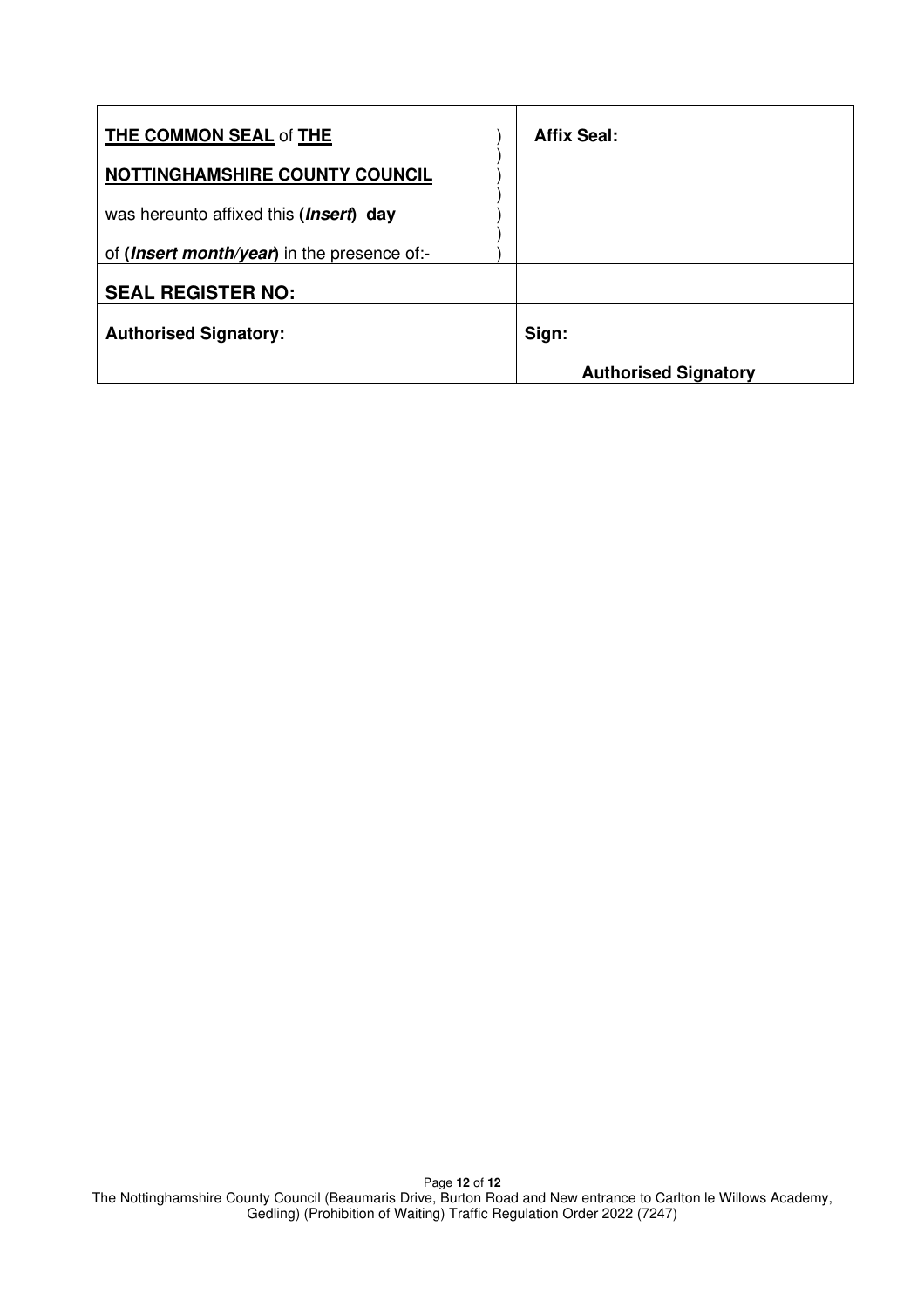| | |
|---|---|
| **<u>THE COMMON SEAL</u>** of **<u>THE</u>** <br> **<u>NOTTINGHAMSHIRE COUNTY COUNCIL</u>** <br> was hereunto affixed this **(*Insert*) day** <br> of **(*Insert month/year*)** in the presence of:- ) | **Affix Seal:** |
| **SEAL REGISTER NO:** | |
| **Authorised Signatory:** | **Sign:** <br><br> **Authorised Signatory** |